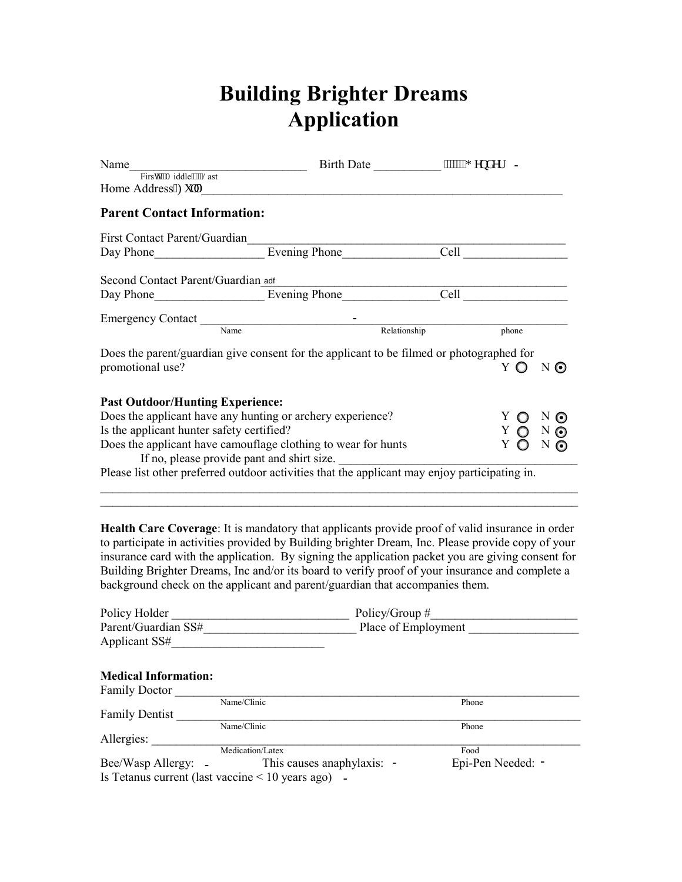# Building Brighter Dreams
# Application

Name_____________________________ Birth Date __________ Gender -
First / Middle / Last

Home Address, Full__________________________________________________________

### Parent Contact Information:

First Contact Parent/Guardian_______________________________________________

Day Phone_________________ Evening Phone_______________Cell ________________

Second Contact Parent/Guardian adf___________________________________________

Day Phone_________________ Evening Phone_______________Cell ________________

Emergency Contact ________________________ - _______________________________
Name / Relationship / phone

Does the parent/guardian give consent for the applicant to be filmed or photographed for promotional use? Y ○ N ⊙

### Past Outdoor/Hunting Experience:

Does the applicant have any hunting or archery experience? Y ○ N ⊙

Is the applicant hunter safety certified? Y ○ N ⊙

Does the applicant have camouflage clothing to wear for hunts Y ○ N ⊙

If no, please provide pant and shirt size. ______________________________________

Please list other preferred outdoor activities that the applicant may enjoy participating in.

____________________________________________________________________________

____________________________________________________________________________

**Health Care Coverage**: It is mandatory that applicants provide proof of valid insurance in order to participate in activities provided by Building brighter Dream, Inc. Please provide copy of your insurance card with the application. By signing the application packet you are giving consent for Building Brighter Dreams, Inc and/or its board to verify proof of your insurance and complete a background check on the applicant and parent/guardian that accompanies them.

Policy Holder _____________________________ Policy/Group #________________________

Parent/Guardian SS#________________________ Place of Employment _________________

Applicant SS#________________________

### Medical Information:

Family Doctor ______________________________________________________________
Name/Clinic / Phone

Family Dentist ______________________________________________________________
Name/Clinic / Phone

Allergies: _________________________________________________________________
Medication/Latex / Food

Bee/Wasp Allergy: - This causes anaphylaxis: - Epi-Pen Needed: -

Is Tetanus current (last vaccine < 10 years ago) -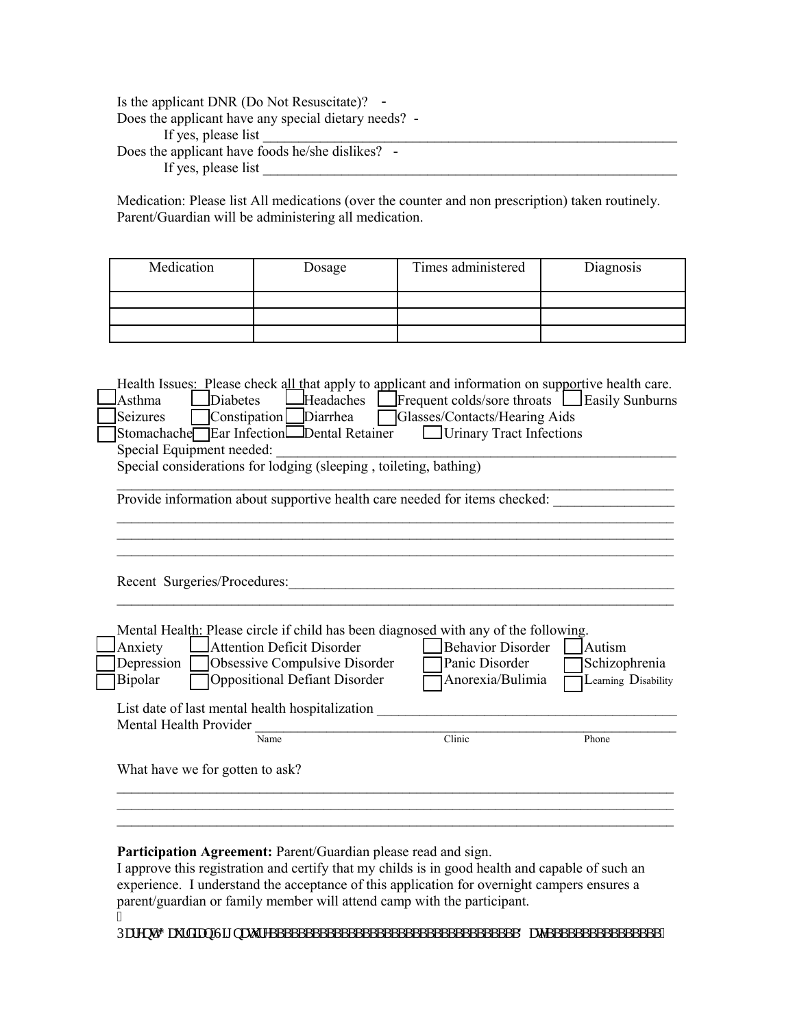Is the applicant DNR (Do Not Resuscitate)? -

Does the applicant have any special dietary needs? -

If yes, please list ____________________________________________________________

Does the applicant have foods he/she dislikes? -

If yes, please list ____________________________________________________________

Medication: Please list All medications (over the counter and non prescription) taken routinely. Parent/Guardian will be administering all medication.

| Medication | Dosage | Times administered | Diagnosis |
| --- | --- | --- | --- |
| | | | |
| | | | |
| | | | |

Health Issues: Please check all that apply to applicant and information on supportive health care.

☐ Asthma ☐ Diabetes ☐ Headaches ☐ Frequent colds/sore throats ☐ Easily Sunburns

☐ Seizures ☐ Constipation ☐ Diarrhea ☐ Glasses/Contacts/Hearing Aids

☐ Stomachache ☐ Ear Infection ☐ Dental Retainer ☐ Urinary Tract Infections

Special Equipment needed: ____________________________________________________________

Special considerations for lodging (sleeping , toileting, bathing)

____________________________________________________________________________________

Provide information about supportive health care needed for items checked: ________________

____________________________________________________________________________________

____________________________________________________________________________________

____________________________________________________________________________________

Recent Surgeries/Procedures:___________________________________________________________

____________________________________________________________________________________

Mental Health: Please circle if child has been diagnosed with any of the following.

☐ Anxiety ☐ Attention Deficit Disorder ☐ Behavior Disorder ☐ Autism

☐ Depression ☐ Obsessive Compulsive Disorder ☐ Panic Disorder ☐ Schizophrenia

☐ Bipolar ☐ Oppositional Defiant Disorder ☐ Anorexia/Bulimia ☐ Learning Disability

List date of last mental health hospitalization ___________________________________________

Mental Health Provider ______________________________________________________________

Name Clinic Phone

What have we for gotten to ask?

____________________________________________________________________________________

____________________________________________________________________________________

____________________________________________________________________________________

**Participation Agreement:** Parent/Guardian please read and sign.

I approve this registration and certify that my childs is in good health and capable of such an experience. I understand the acceptance of this application for overnight campers ensures a parent/guardian or family member will attend camp with the participant.

Parent/Guardian Signature_________________________________ Date_______________